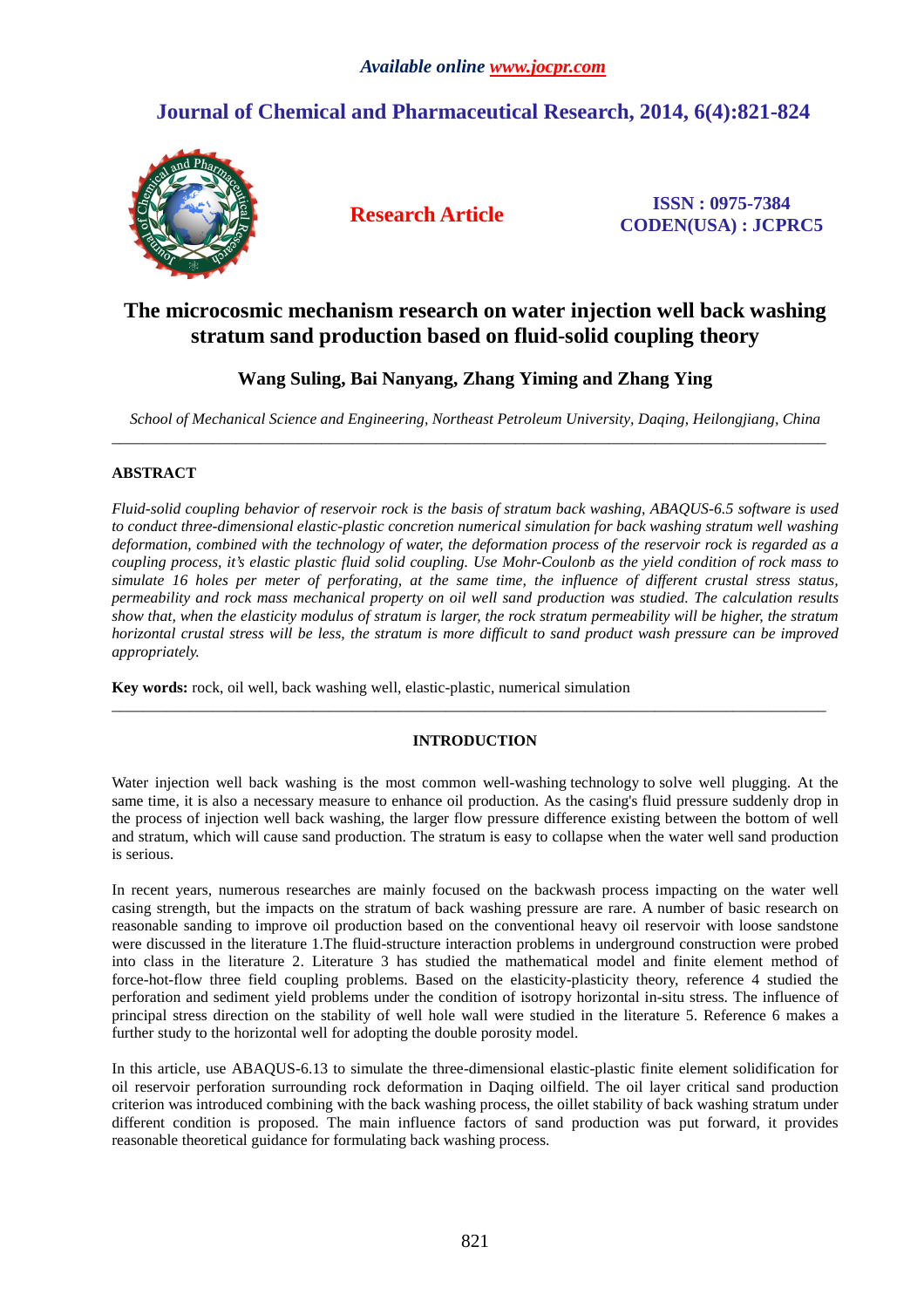*Available online www.jocpr.com*

**Journal of Chemical and Pharmaceutical Research, 2014, 6(4):821-824**

**Research Article**

**ISSN : 0975-7384**
**CODEN(USA) : JCPRC5**

# The microcosmic mechanism research on water injection well back washing stratum sand production based on fluid-solid coupling theory

**Wang Suling, Bai Nanyang, Zhang Yiming and Zhang Ying**

*School of Mechanical Science and Engineering, Northeast Petroleum University, Daqing, Heilongjiang, China*

---

## ABSTRACT

*Fluid-solid coupling behavior of reservoir rock is the basis of stratum back washing, ABAQUS-6.5 software is used to conduct three-dimensional elastic-plastic concretion numerical simulation for back washing stratum well washing deformation, combined with the technology of water, the deformation process of the reservoir rock is regarded as a coupling process, it's elastic plastic fluid solid coupling. Use Mohr-Coulonb as the yield condition of rock mass to simulate 16 holes per meter of perforating, at the same time, the influence of different crustal stress status, permeability and rock mass mechanical property on oil well sand production was studied. The calculation results show that, when the elasticity modulus of stratum is larger, the rock stratum permeability will be higher, the stratum horizontal crustal stress will be less, the stratum is more difficult to sand product wash pressure can be improved appropriately.*

**Key words:** rock, oil well, back washing well, elastic-plastic, numerical simulation

---

## INTRODUCTION

Water injection well back washing is the most common well-washing technology to solve well plugging. At the same time, it is also a necessary measure to enhance oil production. As the casing's fluid pressure suddenly drop in the process of injection well back washing, the larger flow pressure difference existing between the bottom of well and stratum, which will cause sand production. The stratum is easy to collapse when the water well sand production is serious.

In recent years, numerous researches are mainly focused on the backwash process impacting on the water well casing strength, but the impacts on the stratum of back washing pressure are rare. A number of basic research on reasonable sanding to improve oil production based on the conventional heavy oil reservoir with loose sandstone were discussed in the literature 1.The fluid-structure interaction problems in underground construction were probed into class in the literature 2. Literature 3 has studied the mathematical model and finite element method of force-hot-flow three field coupling problems. Based on the elasticity-plasticity theory, reference 4 studied the perforation and sediment yield problems under the condition of isotropy horizontal in-situ stress. The influence of principal stress direction on the stability of well hole wall were studied in the literature 5. Reference 6 makes a further study to the horizontal well for adopting the double porosity model.

In this article, use ABAQUS-6.13 to simulate the three-dimensional elastic-plastic finite element solidification for oil reservoir perforation surrounding rock deformation in Daqing oilfield. The oil layer critical sand production criterion was introduced combining with the back washing process, the oillet stability of back washing stratum under different condition is proposed. The main influence factors of sand production was put forward, it provides reasonable theoretical guidance for formulating back washing process.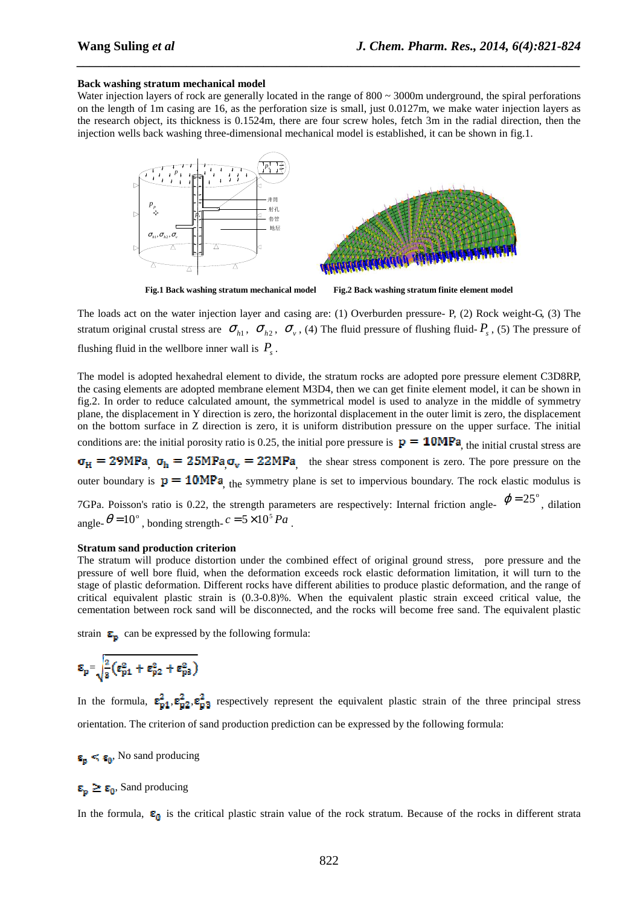**Back washing stratum mechanical model**

Water injection layers of rock are generally located in the range of 800 ~ 3000m underground, the spiral perforations on the length of 1m casing are 16, as the perforation size is small, just 0.0127m, we make water injection layers as the research object, its thickness is 0.1524m, there are four screw holes, fetch 3m in the radial direction, then the injection wells back washing three-dimensional mechanical model is established, it can be shown in fig.1.

**Fig.1 Back washing stratum mechanical model** **Fig.2 Back washing stratum finite element model**

The loads act on the water injection layer and casing are: (1) Overburden pressure- P, (2) Rock weight-G, (3) The stratum original crustal stress are $\sigma_{h1}$, $\sigma_{h2}$, $\sigma_v$, (4) The fluid pressure of flushing fluid-$P_s$, (5) The pressure of flushing fluid in the wellbore inner wall is $P_s$.

The model is adopted hexahedral element to divide, the stratum rocks are adopted pore pressure element C3D8RP, the casing elements are adopted membrane element M3D4, then we can get finite element model, it can be shown in fig.2. In order to reduce calculated amount, the symmetrical model is used to analyze in the middle of symmetry plane, the displacement in Y direction is zero, the horizontal displacement in the outer limit is zero, the displacement on the bottom surface in Z direction is zero, it is uniform distribution pressure on the upper surface. The initial conditions are: the initial porosity ratio is 0.25, the initial pore pressure is $p = 10\text{MPa}$, the initial crustal stress are $\sigma_H = 29\text{MPa}$, $\sigma_h = 25\text{MPa}$, $\sigma_v = 22\text{MPa}$, the shear stress component is zero. The pore pressure on the outer boundary is $p = 10\text{MPa}$, the symmetry plane is set to impervious boundary. The rock elastic modulus is 7GPa. Poisson's ratio is 0.22, the strength parameters are respectively: Internal friction angle- $\phi = 25^\circ$, dilation angle- $\theta = 10^\circ$, bonding strength- $c = 5 \times 10^5\,Pa$.

**Stratum sand production criterion**

The stratum will produce distortion under the combined effect of original ground stress, pore pressure and the pressure of well bore fluid, when the deformation exceeds rock elastic deformation limitation, it will turn to the stage of plastic deformation. Different rocks have different abilities to produce plastic deformation, and the range of critical equivalent plastic strain is (0.3-0.8)%. When the equivalent plastic strain exceed critical value, the cementation between rock sand will be disconnected, and the rocks will become free sand. The equivalent plastic strain $\varepsilon_p$ can be expressed by the following formula:

$$\varepsilon_p = \sqrt{\frac{2}{3}\left(\varepsilon_{p1}^2 + \varepsilon_{p2}^2 + \varepsilon_{p3}^2\right)}$$

In the formula, $\varepsilon_{p1}^2, \varepsilon_{p2}^2, \varepsilon_{p3}^2$ respectively represent the equivalent plastic strain of the three principal stress orientation. The criterion of sand production prediction can be expressed by the following formula:

$\varepsilon_p < \varepsilon_0$, No sand producing

$\varepsilon_p \geq \varepsilon_0$, Sand producing

In the formula, $\varepsilon_0$ is the critical plastic strain value of the rock stratum. Because of the rocks in different strata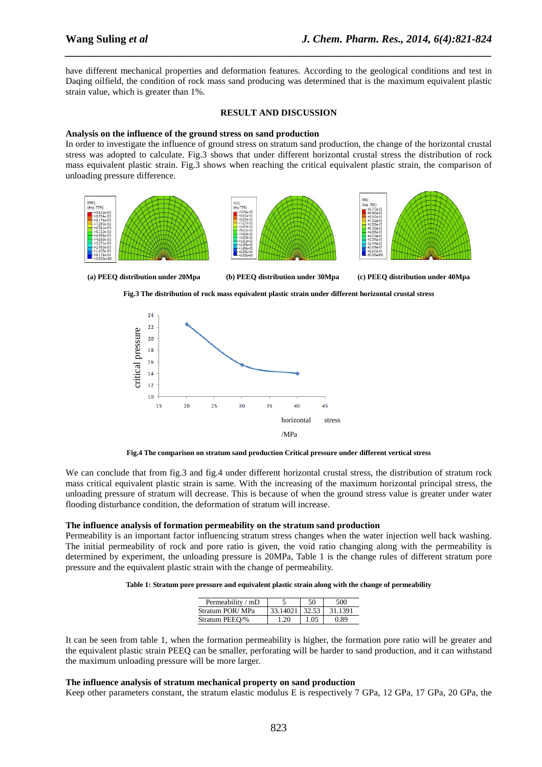have different mechanical properties and deformation features. According to the geological conditions and test in Daqing oilfield, the condition of rock mass sand producing was determined that is the maximum equivalent plastic strain value, which is greater than 1%.

## RESULT AND DISCUSSION

### Analysis on the influence of the ground stress on sand production

In order to investigate the influence of ground stress on stratum sand production, the change of the horizontal crustal stress was adopted to calculate. Fig.3 shows that under different horizontal crustal stress the distribution of rock mass equivalent plastic strain. Fig.3 shows when reaching the critical equivalent plastic strain, the comparison of unloading pressure difference.

**(a) PEEQ distribution under 20Mpa** **(b) PEEQ distribution under 30Mpa** **(c) PEEQ distribution under 40Mpa**

**Fig.3 The distribution of rock mass equivalent plastic strain under different horizontal crustal stress**

**Fig.4 The comparison on stratum sand production Critical pressure under different vertical stress**

We can conclude that from fig.3 and fig.4 under different horizontal crustal stress, the distribution of stratum rock mass critical equivalent plastic strain is same. With the increasing of the maximum horizontal principal stress, the unloading pressure of stratum will decrease. This is because of when the ground stress value is greater under water flooding disturbance condition, the deformation of stratum will increase.

### The influence analysis of formation permeability on the stratum sand production

Permeability is an important factor influencing stratum stress changes when the water injection well back washing. The initial permeability of rock and pore ratio is given, the void ratio changing along with the permeability is determined by experiment, the unloading pressure is 20MPa, Table 1 is the change rules of different stratum pore pressure and the equivalent plastic strain with the change of permeability.

**Table 1: Stratum pore pressure and equivalent plastic strain along with the change of permeability**

| Permeability / mD | 5 | 50 | 500 |
|---|---|---|---|
| Stratum POR/ MPa | 33.14021 | 32.53 | 31.1391 |
| Stratum PEEQ/% | 1.20 | 1.05 | 0.89 |

It can be seen from table 1, when the formation permeability is higher, the formation pore ratio will be greater and the equivalent plastic strain PEEQ can be smaller, perforating will be harder to sand production, and it can withstand the maximum unloading pressure will be more larger.

### The influence analysis of stratum mechanical property on sand production

Keep other parameters constant, the stratum elastic modulus E is respectively 7 GPa, 12 GPa, 17 GPa, 20 GPa, the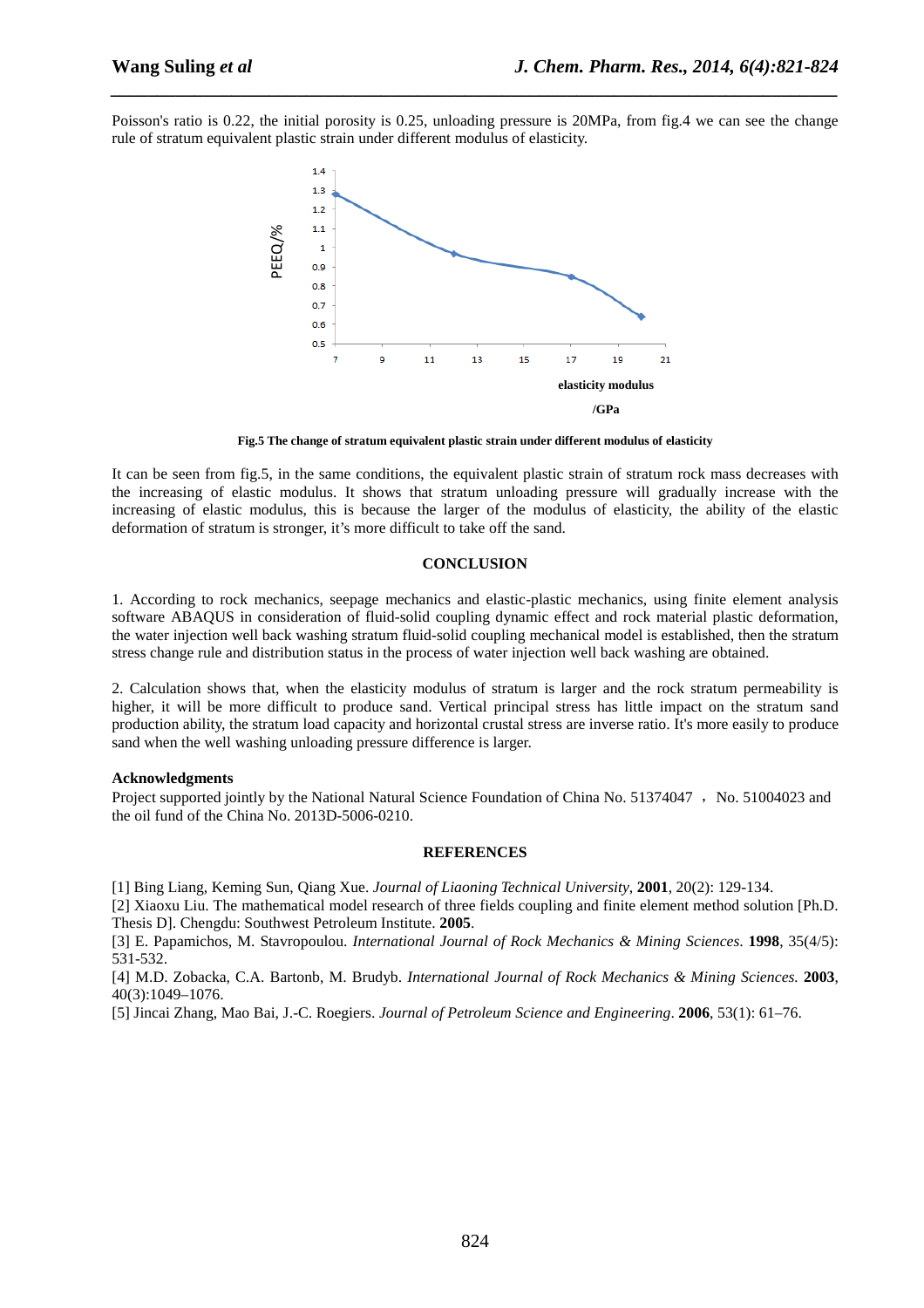Poisson's ratio is 0.22, the initial porosity is 0.25, unloading pressure is 20MPa, from fig.4 we can see the change rule of stratum equivalent plastic strain under different modulus of elasticity.

PEEQ/%

1.4
1.3
1.2
1.1
1
0.9
0.8
0.7
0.6
0.5

7 9 11 13 15 17 19 21

elasticity modulus /GPa

**Fig.5 The change of stratum equivalent plastic strain under different modulus of elasticity**

It can be seen from fig.5, in the same conditions, the equivalent plastic strain of stratum rock mass decreases with the increasing of elastic modulus. It shows that stratum unloading pressure will gradually increase with the increasing of elastic modulus, this is because the larger of the modulus of elasticity, the ability of the elastic deformation of stratum is stronger, it's more difficult to take off the sand.

## CONCLUSION

1. According to rock mechanics, seepage mechanics and elastic-plastic mechanics, using finite element analysis software ABAQUS in consideration of fluid-solid coupling dynamic effect and rock material plastic deformation, the water injection well back washing stratum fluid-solid coupling mechanical model is established, then the stratum stress change rule and distribution status in the process of water injection well back washing are obtained.

2. Calculation shows that, when the elasticity modulus of stratum is larger and the rock stratum permeability is higher, it will be more difficult to produce sand. Vertical principal stress has little impact on the stratum sand production ability, the stratum load capacity and horizontal crustal stress are inverse ratio. It's more easily to produce sand when the well washing unloading pressure difference is larger.

### Acknowledgments

Project supported jointly by the National Natural Science Foundation of China No. 51374047 ，No. 51004023 and the oil fund of the China No. 2013D-5006-0210.

## REFERENCES

[1] Bing Liang, Keming Sun, Qiang Xue. *Journal of Liaoning Technical University*, **2001**, 20(2): 129-134.
[2] Xiaoxu Liu. The mathematical model research of three fields coupling and finite element method solution [Ph.D. Thesis D]. Chengdu: Southwest Petroleum Institute. **2005**.
[3] E. Papamichos, M. Stavropoulou. *International Journal of Rock Mechanics & Mining Sciences.* **1998**, 35(4/5): 531-532.
[4] M.D. Zobacka, C.A. Bartonb, M. Brudyb. *International Journal of Rock Mechanics & Mining Sciences.* **2003**, 40(3):1049–1076.
[5] Jincai Zhang, Mao Bai, J.-C. Roegiers. *Journal of Petroleum Science and Engineering*. **2006**, 53(1): 61–76.